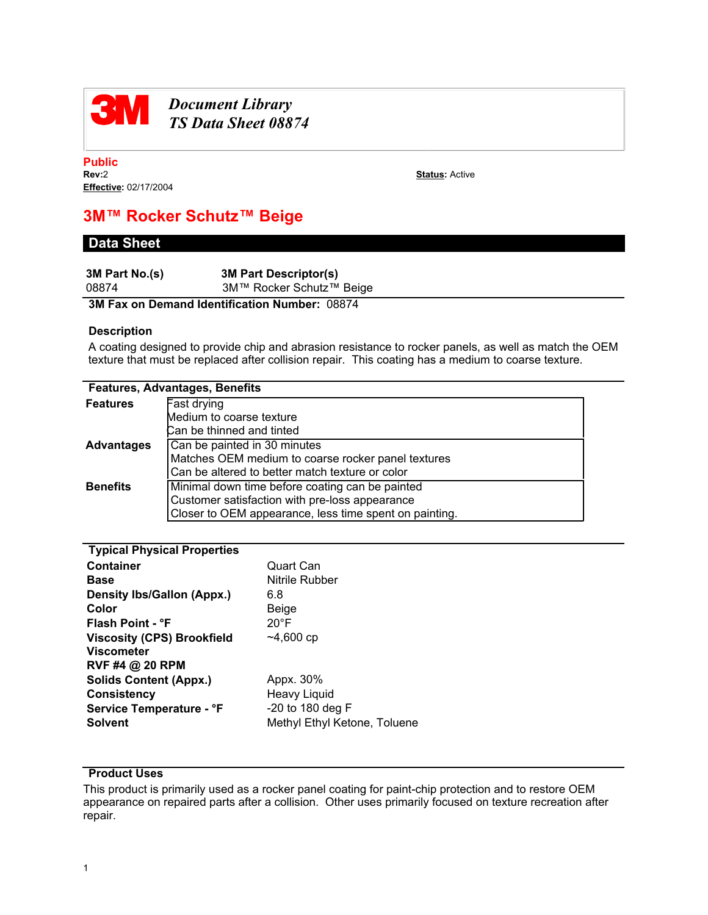**3M** *Document Library*
*TS Data Sheet 08874*

**Public**
**Rev:**2
**Effective:** 02/17/2004

**Status:** Active

# 3M™ Rocker Schutz™ Beige

## Data Sheet

| 3M Part No.(s) | 3M Part Descriptor(s) |
|---|---|
| 08874 | 3M™ Rocker Schutz™ Beige |

**3M Fax on Demand Identification Number:** 08874

### Description

A coating designed to provide chip and abrasion resistance to rocker panels, as well as match the OEM texture that must be replaced after collision repair. This coating has a medium to coarse texture.

### Features, Advantages, Benefits

| | |
|---|---|
| **Features** | Fast drying<br>Medium to coarse texture<br>Can be thinned and tinted |
| **Advantages** | Can be painted in 30 minutes<br>Matches OEM medium to coarse rocker panel textures<br>Can be altered to better match texture or color |
| **Benefits** | Minimal down time before coating can be painted<br>Customer satisfaction with pre-loss appearance<br>Closer to OEM appearance, less time spent on painting. |

### Typical Physical Properties

| | |
|---|---|
| **Container** | Quart Can |
| **Base** | Nitrile Rubber |
| **Density lbs/Gallon (Appx.)** | 6.8 |
| **Color** | Beige |
| **Flash Point - °F** | 20°F |
| **Viscosity (CPS) Brookfield Viscometer RVF #4 @ 20 RPM** | ~4,600 cp |
| **Solids Content (Appx.)** | Appx. 30% |
| **Consistency** | Heavy Liquid |
| **Service Temperature - °F** | -20 to 180 deg F |
| **Solvent** | Methyl Ethyl Ketone, Toluene |

### Product Uses

This product is primarily used as a rocker panel coating for paint-chip protection and to restore OEM appearance on repaired parts after a collision. Other uses primarily focused on texture recreation after repair.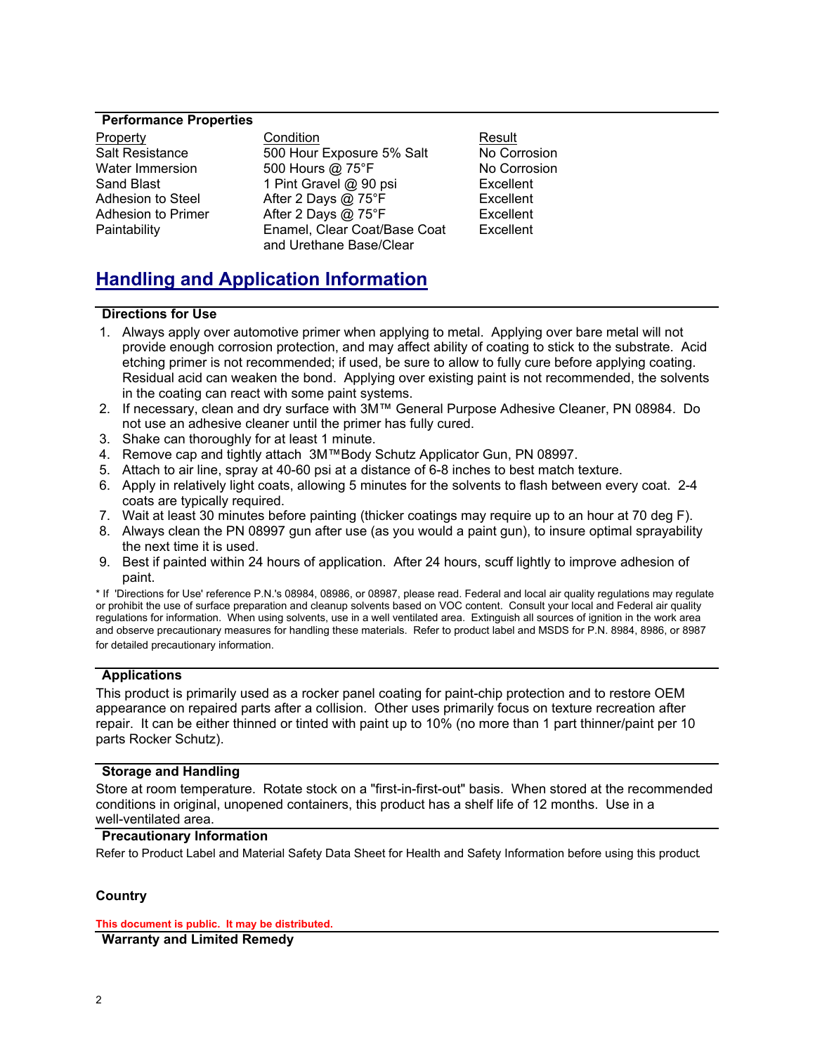## Performance Properties

| Property | Condition | Result |
|---|---|---|
| Salt Resistance | 500 Hour Exposure 5% Salt | No Corrosion |
| Water Immersion | 500 Hours @ 75°F | No Corrosion |
| Sand Blast | 1 Pint Gravel @ 90 psi | Excellent |
| Adhesion to Steel | After 2 Days @ 75°F | Excellent |
| Adhesion to Primer | After 2 Days @ 75°F | Excellent |
| Paintability | Enamel, Clear Coat/Base Coat and Urethane Base/Clear | Excellent |

# Handling and Application Information

## Directions for Use

1. Always apply over automotive primer when applying to metal. Applying over bare metal will not provide enough corrosion protection, and may affect ability of coating to stick to the substrate. Acid etching primer is not recommended; if used, be sure to allow to fully cure before applying coating. Residual acid can weaken the bond. Applying over existing paint is not recommended, the solvents in the coating can react with some paint systems.
2. If necessary, clean and dry surface with 3M™ General Purpose Adhesive Cleaner, PN 08984. Do not use an adhesive cleaner until the primer has fully cured.
3. Shake can thoroughly for at least 1 minute.
4. Remove cap and tightly attach 3M™Body Schutz Applicator Gun, PN 08997.
5. Attach to air line, spray at 40-60 psi at a distance of 6-8 inches to best match texture.
6. Apply in relatively light coats, allowing 5 minutes for the solvents to flash between every coat. 2-4 coats are typically required.
7. Wait at least 30 minutes before painting (thicker coatings may require up to an hour at 70 deg F).
8. Always clean the PN 08997 gun after use (as you would a paint gun), to insure optimal sprayability the next time it is used.
9. Best if painted within 24 hours of application. After 24 hours, scuff lightly to improve adhesion of paint.

* If 'Directions for Use' reference P.N.'s 08984, 08986, or 08987, please read. Federal and local air quality regulations may regulate or prohibit the use of surface preparation and cleanup solvents based on VOC content. Consult your local and Federal air quality regulations for information. When using solvents, use in a well ventilated area. Extinguish all sources of ignition in the work area and observe precautionary measures for handling these materials. Refer to product label and MSDS for P.N. 8984, 8986, or 8987 for detailed precautionary information.

## Applications

This product is primarily used as a rocker panel coating for paint-chip protection and to restore OEM appearance on repaired parts after a collision. Other uses primarily focus on texture recreation after repair. It can be either thinned or tinted with paint up to 10% (no more than 1 part thinner/paint per 10 parts Rocker Schutz).

## Storage and Handling

Store at room temperature. Rotate stock on a "first-in-first-out" basis. When stored at the recommended conditions in original, unopened containers, this product has a shelf life of 12 months. Use in a well-ventilated area.

## Precautionary Information

Refer to Product Label and Material Safety Data Sheet for Health and Safety Information before using this product.

**Country**

**This document is public. It may be distributed.**

## Warranty and Limited Remedy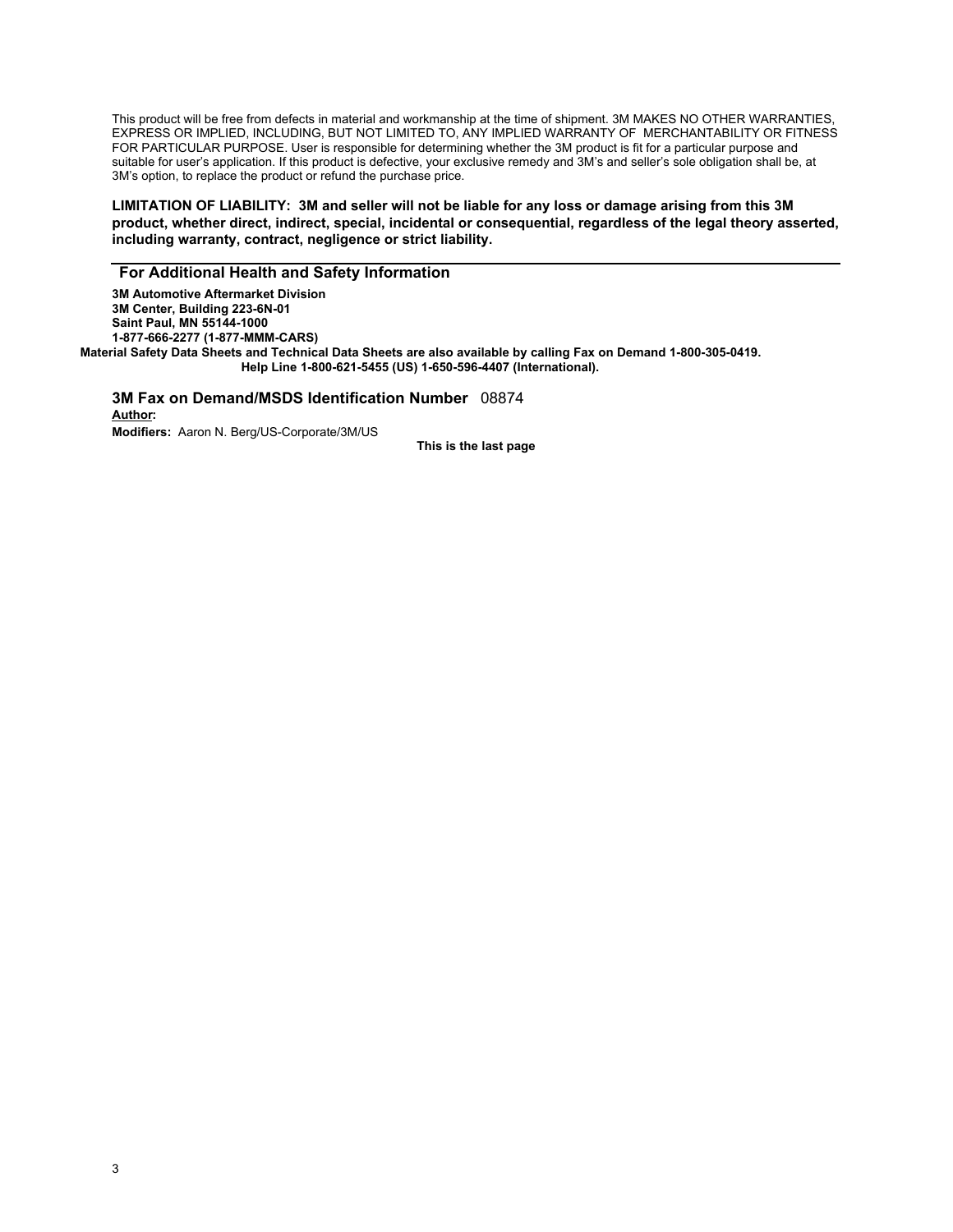This product will be free from defects in material and workmanship at the time of shipment. 3M MAKES NO OTHER WARRANTIES, EXPRESS OR IMPLIED, INCLUDING, BUT NOT LIMITED TO, ANY IMPLIED WARRANTY OF MERCHANTABILITY OR FITNESS FOR PARTICULAR PURPOSE. User is responsible for determining whether the 3M product is fit for a particular purpose and suitable for user's application. If this product is defective, your exclusive remedy and 3M's and seller's sole obligation shall be, at 3M's option, to replace the product or refund the purchase price.

**LIMITATION OF LIABILITY: 3M and seller will not be liable for any loss or damage arising from this 3M product, whether direct, indirect, special, incidental or consequential, regardless of the legal theory asserted, including warranty, contract, negligence or strict liability.**

## For Additional Health and Safety Information

**3M Automotive Aftermarket Division**
**3M Center, Building 223-6N-01**
**Saint Paul, MN 55144-1000**
**1-877-666-2277 (1-877-MMM-CARS)**
**Material Safety Data Sheets and Technical Data Sheets are also available by calling Fax on Demand 1-800-305-0419.**
**Help Line 1-800-621-5455 (US) 1-650-596-4407 (International).**

### 3M Fax on Demand/MSDS Identification Number 08874

**Author:**

**Modifiers:** Aaron N. Berg/US-Corporate/3M/US

**This is the last page**